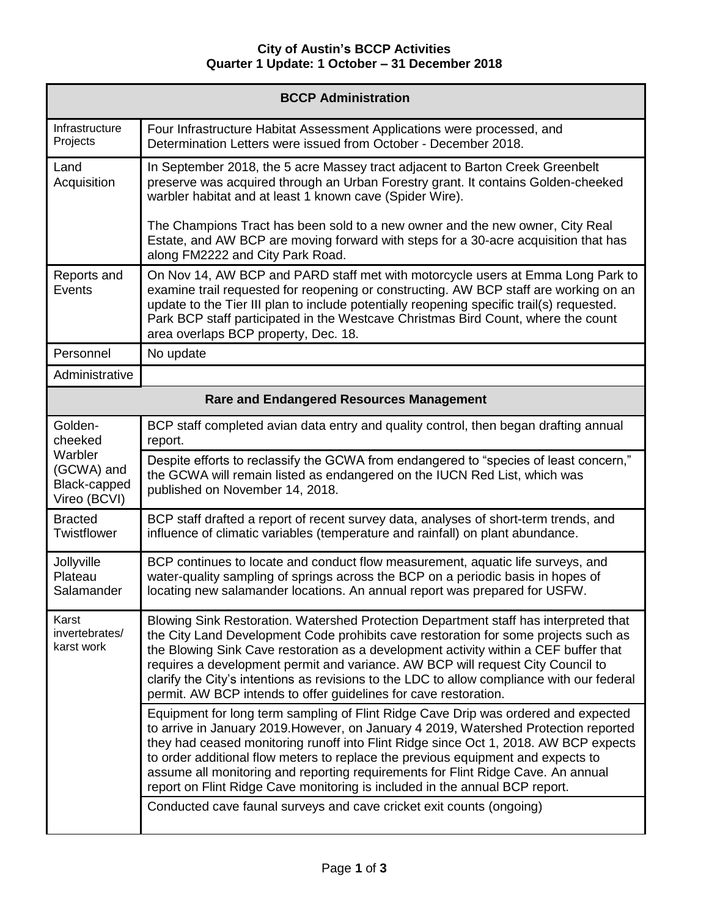**City of Austin's BCCP Activities**
**Quarter 1 Update: 1 October – 31 December 2018**

| BCCP Administration | |
|---|---|
| Infrastructure Projects | Four Infrastructure Habitat Assessment Applications were processed, and Determination Letters were issued from October - December 2018. |
| Land Acquisition | In September 2018, the 5 acre Massey tract adjacent to Barton Creek Greenbelt preserve was acquired through an Urban Forestry grant. It contains Golden-cheeked warbler habitat and at least 1 known cave (Spider Wire).<br><br>The Champions Tract has been sold to a new owner and the new owner, City Real Estate, and AW BCP are moving forward with steps for a 30-acre acquisition that has along FM2222 and City Park Road. |
| Reports and Events | On Nov 14, AW BCP and PARD staff met with motorcycle users at Emma Long Park to examine trail requested for reopening or constructing. AW BCP staff are working on an update to the Tier III plan to include potentially reopening specific trail(s) requested. Park BCP staff participated in the Westcave Christmas Bird Count, where the count area overlaps BCP property, Dec. 18. |
| Personnel | No update |
| Administrative | |
| **Rare and Endangered Resources Management** | |
| Golden-cheeked Warbler (GCWA) and Black-capped Vireo (BCVI) | BCP staff completed avian data entry and quality control, then began drafting annual report. |
| | Despite efforts to reclassify the GCWA from endangered to "species of least concern," the GCWA will remain listed as endangered on the IUCN Red List, which was published on November 14, 2018. |
| Bracted Twistflower | BCP staff drafted a report of recent survey data, analyses of short-term trends, and influence of climatic variables (temperature and rainfall) on plant abundance. |
| Jollyville Plateau Salamander | BCP continues to locate and conduct flow measurement, aquatic life surveys, and water-quality sampling of springs across the BCP on a periodic basis in hopes of locating new salamander locations. An annual report was prepared for USFW. |
| Karst invertebrates/ karst work | Blowing Sink Restoration. Watershed Protection Department staff has interpreted that the City Land Development Code prohibits cave restoration for some projects such as the Blowing Sink Cave restoration as a development activity within a CEF buffer that requires a development permit and variance. AW BCP will request City Council to clarify the City's intentions as revisions to the LDC to allow compliance with our federal permit. AW BCP intends to offer guidelines for cave restoration. |
| | Equipment for long term sampling of Flint Ridge Cave Drip was ordered and expected to arrive in January 2019.However, on January 4 2019, Watershed Protection reported they had ceased monitoring runoff into Flint Ridge since Oct 1, 2018. AW BCP expects to order additional flow meters to replace the previous equipment and expects to assume all monitoring and reporting requirements for Flint Ridge Cave. An annual report on Flint Ridge Cave monitoring is included in the annual BCP report. |
| | Conducted cave faunal surveys and cave cricket exit counts (ongoing) |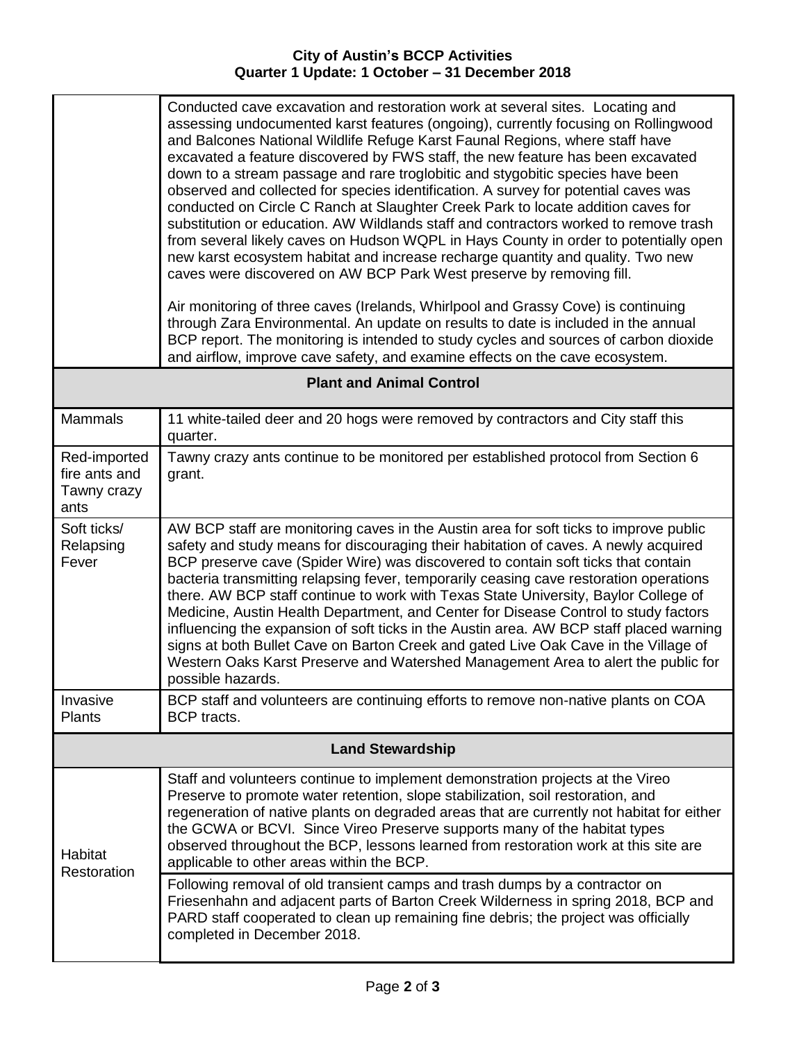| | |
|---|---|
| | Conducted cave excavation and restoration work at several sites. Locating and assessing undocumented karst features (ongoing), currently focusing on Rollingwood and Balcones National Wildlife Refuge Karst Faunal Regions, where staff have excavated a feature discovered by FWS staff, the new feature has been excavated down to a stream passage and rare troglobitic and stygobitic species have been observed and collected for species identification. A survey for potential caves was conducted on Circle C Ranch at Slaughter Creek Park to locate addition caves for substitution or education. AW Wildlands staff and contractors worked to remove trash from several likely caves on Hudson WQPL in Hays County in order to potentially open new karst ecosystem habitat and increase recharge quantity and quality. Two new caves were discovered on AW BCP Park West preserve by removing fill.<br><br>Air monitoring of three caves (Irelands, Whirlpool and Grassy Cove) is continuing through Zara Environmental. An update on results to date is included in the annual BCP report. The monitoring is intended to study cycles and sources of carbon dioxide and airflow, improve cave safety, and examine effects on the cave ecosystem. |
| **Plant and Animal Control** | |
| Mammals | 11 white-tailed deer and 20 hogs were removed by contractors and City staff this quarter. |
| Red-imported fire ants and Tawny crazy ants | Tawny crazy ants continue to be monitored per established protocol from Section 6 grant. |
| Soft ticks/ Relapsing Fever | AW BCP staff are monitoring caves in the Austin area for soft ticks to improve public safety and study means for discouraging their habitation of caves. A newly acquired BCP preserve cave (Spider Wire) was discovered to contain soft ticks that contain bacteria transmitting relapsing fever, temporarily ceasing cave restoration operations there. AW BCP staff continue to work with Texas State University, Baylor College of Medicine, Austin Health Department, and Center for Disease Control to study factors influencing the expansion of soft ticks in the Austin area. AW BCP staff placed warning signs at both Bullet Cave on Barton Creek and gated Live Oak Cave in the Village of Western Oaks Karst Preserve and Watershed Management Area to alert the public for possible hazards. |
| Invasive Plants | BCP staff and volunteers are continuing efforts to remove non-native plants on COA BCP tracts. |
| **Land Stewardship** | |
| Habitat Restoration | Staff and volunteers continue to implement demonstration projects at the Vireo Preserve to promote water retention, slope stabilization, soil restoration, and regeneration of native plants on degraded areas that are currently not habitat for either the GCWA or BCVI. Since Vireo Preserve supports many of the habitat types observed throughout the BCP, lessons learned from restoration work at this site are applicable to other areas within the BCP. |
| | Following removal of old transient camps and trash dumps by a contractor on Friesenhahn and adjacent parts of Barton Creek Wilderness in spring 2018, BCP and PARD staff cooperated to clean up remaining fine debris; the project was officially completed in December 2018. |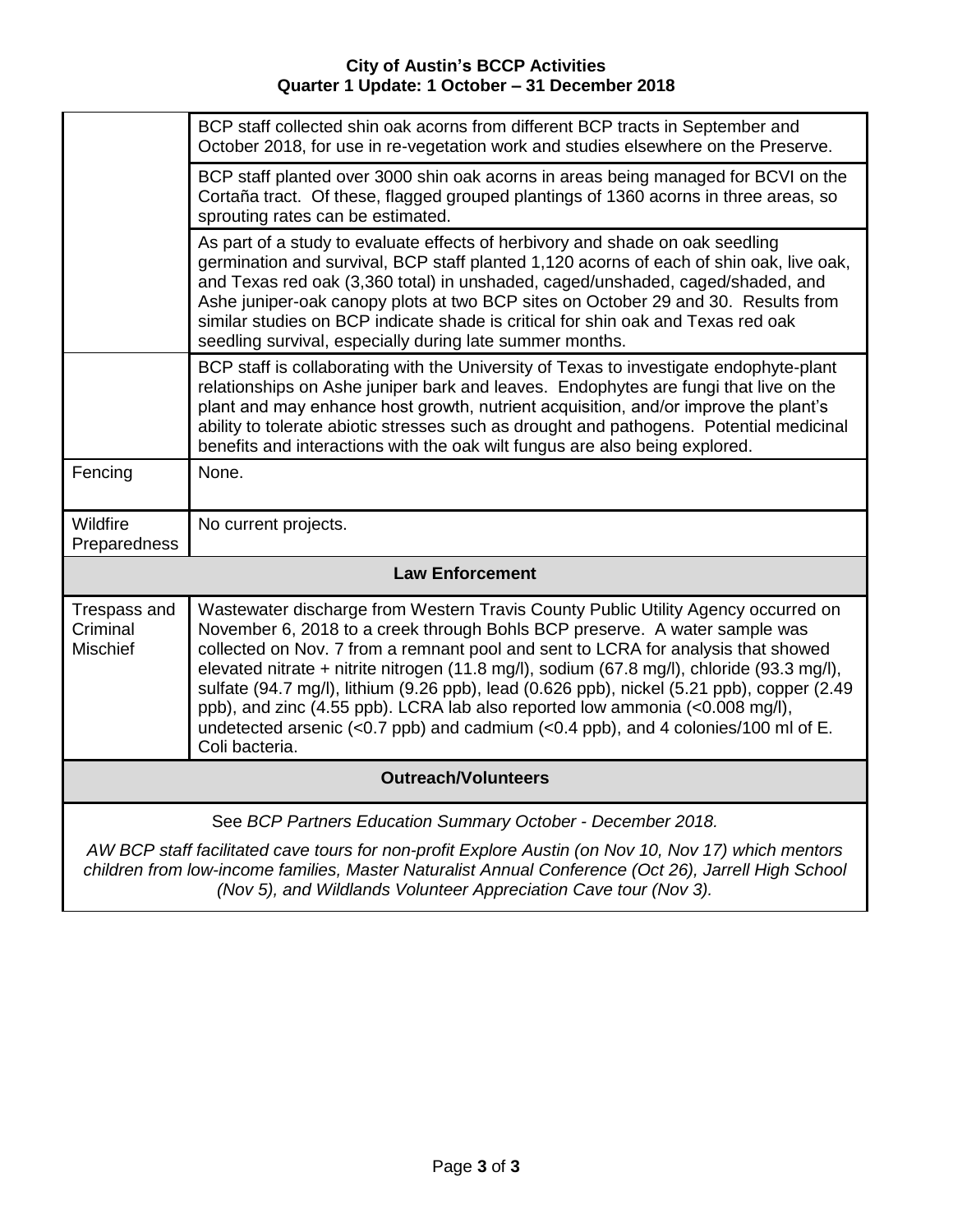**City of Austin's BCCP Activities**
**Quarter 1 Update: 1 October – 31 December 2018**

| | |
|---|---|
| | BCP staff collected shin oak acorns from different BCP tracts in September and October 2018, for use in re-vegetation work and studies elsewhere on the Preserve. |
| | BCP staff planted over 3000 shin oak acorns in areas being managed for BCVI on the Cortaña tract. Of these, flagged grouped plantings of 1360 acorns in three areas, so sprouting rates can be estimated. |
| | As part of a study to evaluate effects of herbivory and shade on oak seedling germination and survival, BCP staff planted 1,120 acorns of each of shin oak, live oak, and Texas red oak (3,360 total) in unshaded, caged/unshaded, caged/shaded, and Ashe juniper-oak canopy plots at two BCP sites on October 29 and 30. Results from similar studies on BCP indicate shade is critical for shin oak and Texas red oak seedling survival, especially during late summer months. |
| | BCP staff is collaborating with the University of Texas to investigate endophyte-plant relationships on Ashe juniper bark and leaves. Endophytes are fungi that live on the plant and may enhance host growth, nutrient acquisition, and/or improve the plant's ability to tolerate abiotic stresses such as drought and pathogens. Potential medicinal benefits and interactions with the oak wilt fungus are also being explored. |
| Fencing | None. |
| Wildfire Preparedness | No current projects. |
| **Law Enforcement** | |
| Trespass and Criminal Mischief | Wastewater discharge from Western Travis County Public Utility Agency occurred on November 6, 2018 to a creek through Bohls BCP preserve. A water sample was collected on Nov. 7 from a remnant pool and sent to LCRA for analysis that showed elevated nitrate + nitrite nitrogen (11.8 mg/l), sodium (67.8 mg/l), chloride (93.3 mg/l), sulfate (94.7 mg/l), lithium (9.26 ppb), lead (0.626 ppb), nickel (5.21 ppb), copper (2.49 ppb), and zinc (4.55 ppb). LCRA lab also reported low ammonia (<0.008 mg/l), undetected arsenic (<0.7 ppb) and cadmium (<0.4 ppb), and 4 colonies/100 ml of E. Coli bacteria. |
| **Outreach/Volunteers** | |

See *BCP Partners Education Summary October - December 2018.*

*AW BCP staff facilitated cave tours for non-profit Explore Austin (on Nov 10, Nov 17) which mentors children from low-income families, Master Naturalist Annual Conference (Oct 26), Jarrell High School (Nov 5), and Wildlands Volunteer Appreciation Cave tour (Nov 3).*